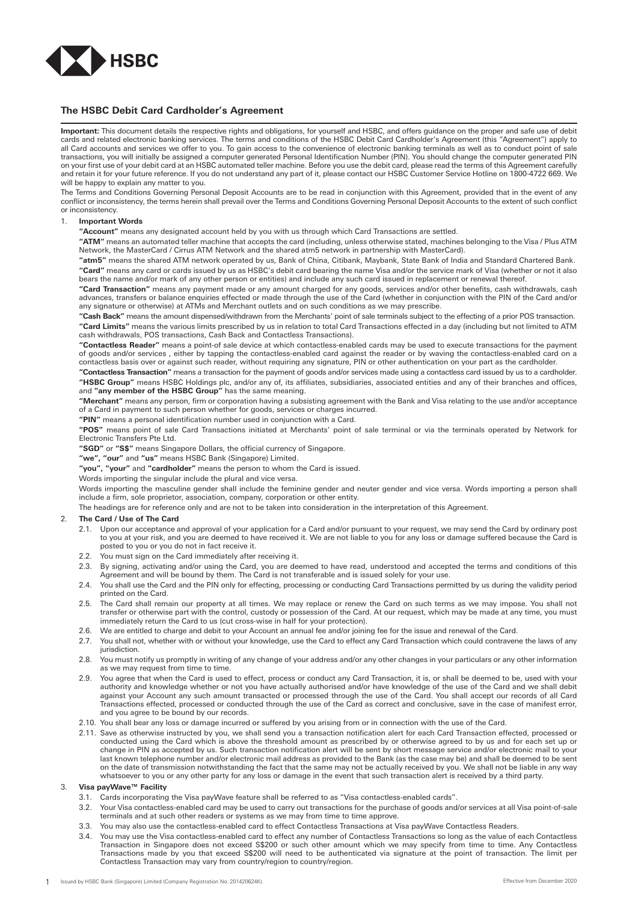# The HSBC Debit Card Cardholder's Agreement

**Important:** This document details the respective rights and obligations, for yourself and HSBC, and offers guidance on the proper and safe use of debit cards and related electronic banking services. The terms and conditions of the HSBC Debit Card Cardholder's Agreement (this "Agreement") apply to all Card accounts and services we offer to you. To gain access to the convenience of electronic banking terminals as well as to conduct point of sale transactions, you will initially be assigned a computer generated Personal Identification Number (PIN). You should change the computer generated PIN on your first use of your debit card at an HSBC automated teller machine. Before you use the debit card, please read the terms of this Agreement carefully and retain it for your future reference. If you do not understand any part of it, please contact our HSBC Customer Service Hotline on 1800-4722 669. We will be happy to explain any matter to you.

The Terms and Conditions Governing Personal Deposit Accounts are to be read in conjunction with this Agreement, provided that in the event of any conflict or inconsistency, the terms herein shall prevail over the Terms and Conditions Governing Personal Deposit Accounts to the extent of such conflict or inconsistency.

## 1. Important Words

**"Account"** means any designated account held by you with us through which Card Transactions are settled.

**"ATM"** means an automated teller machine that accepts the card (including, unless otherwise stated, machines belonging to the Visa / Plus ATM Network, the MasterCard / Cirrus ATM Network and the shared atm5 network in partnership with MasterCard).

**"atm5"** means the shared ATM network operated by us, Bank of China, Citibank, Maybank, State Bank of India and Standard Chartered Bank.

**"Card"** means any card or cards issued by us as HSBC's debit card bearing the name Visa and/or the service mark of Visa (whether or not it also bears the name and/or mark of any other person or entities) and include any such card issued in replacement or renewal thereof.

**"Card Transaction"** means any payment made or any amount charged for any goods, services and/or other benefits, cash withdrawals, cash advances, transfers or balance enquiries effected or made through the use of the Card (whether in conjunction with the PIN of the Card and/or any signature or otherwise) at ATMs and Merchant outlets and on such conditions as we may prescribe.

**"Cash Back"** means the amount dispensed/withdrawn from the Merchants' point of sale terminals subject to the effecting of a prior POS transaction.

**"Card Limits"** means the various limits prescribed by us in relation to total Card Transactions effected in a day (including but not limited to ATM cash withdrawals, POS transactions, Cash Back and Contactless Transactions).

**"Contactless Reader"** means a point-of-sale device at which contactless-enabled cards may be used to execute transactions for the payment of goods and/or services , either by tapping the contactless-enabled card against the reader or by waving the contactless-enabled card on a contactless basis over or against such reader, without requiring any signature, PIN or other authentication on your part as the cardholder.

**"Contactless Transaction"** means a transaction for the payment of goods and/or services made using a contactless card issued by us to a cardholder.

**"HSBC Group"** means HSBC Holdings plc, and/or any of, its affiliates, subsidiaries, associated entities and any of their branches and offices, and **"any member of the HSBC Group"** has the same meaning.

**"Merchant"** means any person, firm or corporation having a subsisting agreement with the Bank and Visa relating to the use and/or acceptance of a Card in payment to such person whether for goods, services or charges incurred.

**"PIN"** means a personal identification number used in conjunction with a Card.

**"POS"** means point of sale Card Transactions initiated at Merchants' point of sale terminal or via the terminals operated by Network for Electronic Transfers Pte Ltd.

**"SGD"** or **"S$"** means Singapore Dollars, the official currency of Singapore.

**"we", "our"** and **"us"** means HSBC Bank (Singapore) Limited.

**"you", "your"** and **"cardholder"** means the person to whom the Card is issued.

Words importing the singular include the plural and vice versa.

Words importing the masculine gender shall include the feminine gender and neuter gender and vice versa. Words importing a person shall include a firm, sole proprietor, association, company, corporation or other entity.

The headings are for reference only and are not to be taken into consideration in the interpretation of this Agreement.

## 2. The Card / Use of The Card

2.1. Upon our acceptance and approval of your application for a Card and/or pursuant to your request, we may send the Card by ordinary post to you at your risk, and you are deemed to have received it. We are not liable to you for any loss or damage suffered because the Card is posted to you or you do not in fact receive it.

2.2. You must sign on the Card immediately after receiving it.

2.3. By signing, activating and/or using the Card, you are deemed to have read, understood and accepted the terms and conditions of this Agreement and will be bound by them. The Card is not transferable and is issued solely for your use.

2.4. You shall use the Card and the PIN only for effecting, processing or conducting Card Transactions permitted by us during the validity period printed on the Card.

2.5. The Card shall remain our property at all times. We may replace or renew the Card on such terms as we may impose. You shall not transfer or otherwise part with the control, custody or possession of the Card. At our request, which may be made at any time, you must immediately return the Card to us (cut cross-wise in half for your protection).

2.6. We are entitled to charge and debit to your Account an annual fee and/or joining fee for the issue and renewal of the Card.

2.7. You shall not, whether with or without your knowledge, use the Card to effect any Card Transaction which could contravene the laws of any jurisdiction.

2.8. You must notify us promptly in writing of any change of your address and/or any other changes in your particulars or any other information as we may request from time to time.

2.9. You agree that when the Card is used to effect, process or conduct any Card Transaction, it is, or shall be deemed to be, used with your authority and knowledge whether or not you have actually authorised and/or have knowledge of the use of the Card and we shall debit against your Account any such amount transacted or processed through the use of the Card. You shall accept our records of all Card Transactions effected, processed or conducted through the use of the Card as correct and conclusive, save in the case of manifest error, and you agree to be bound by our records.

2.10. You shall bear any loss or damage incurred or suffered by you arising from or in connection with the use of the Card.

2.11. Save as otherwise instructed by you, we shall send you a transaction notification alert for each Card Transaction effected, processed or conducted using the Card which is above the threshold amount as prescribed by or otherwise agreed to by us and for each set up or change in PIN as accepted by us. Such transaction notification alert will be sent by short message service and/or electronic mail to your last known telephone number and/or electronic mail address as provided to the Bank (as the case may be) and shall be deemed to be sent on the date of transmission notwithstanding the fact that the same may not be actually received by you. We shall not be liable in any way whatsoever to you or any other party for any loss or damage in the event that such transaction alert is received by a third party.

## 3. Visa payWave™ Facility

3.1. Cards incorporating the Visa payWave feature shall be referred to as "Visa contactless-enabled cards".

3.2. Your Visa contactless-enabled card may be used to carry out transactions for the purchase of goods and/or services at all Visa point-of-sale terminals and at such other readers or systems as we may from time to time approve.

3.3. You may also use the contactless-enabled card to effect Contactless Transactions at Visa payWave Contactless Readers.

3.4. You may use the Visa contactless-enabled card to effect any number of Contactless Transactions so long as the value of each Contactless Transaction in Singapore does not exceed S$200 or such other amount which we may specify from time to time. Any Contactless Transactions made by you that exceed S$200 will need to be authenticated via signature at the point of transaction. The limit per Contactless Transaction may vary from country/region to country/region.

Issued by HSBC Bank (Singapore) Limited (Company Registration No. 201420624K).

Effective from December 2020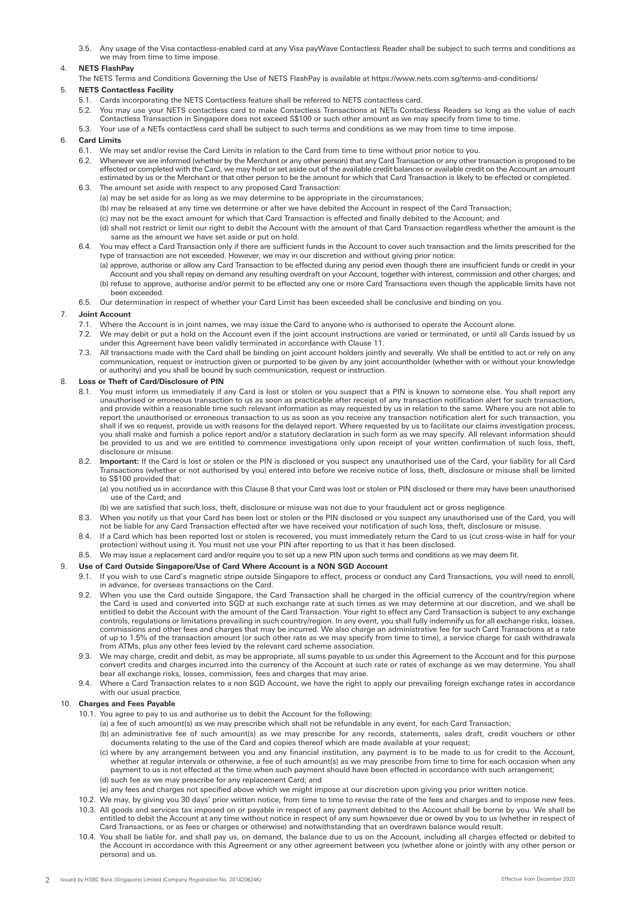3.5. Any usage of the Visa contactless-enabled card at any Visa payWave Contactless Reader shall be subject to such terms and conditions as we may from time to time impose.

4. **NETS FlashPay**

The NETS Terms and Conditions Governing the Use of NETS FlashPay is available at https://www.nets.com.sg/terms-and-conditions/

5. **NETS Contactless Facility**

5.1. Cards incorporating the NETS Contactless feature shall be referred to NETS contactless card.

5.2. You may use your NETS contactless card to make Contactless Transactions at NETs Contactless Readers so long as the value of each Contactless Transaction in Singapore does not exceed S$100 or such other amount as we may specify from time to time.

5.3. Your use of a NETs contactless card shall be subject to such terms and conditions as we may from time to time impose.

6. **Card Limits**

6.1. We may set and/or revise the Card Limits in relation to the Card from time to time without prior notice to you.

6.2. Whenever we are informed (whether by the Merchant or any other person) that any Card Transaction or any other transaction is proposed to be effected or completed with the Card, we may hold or set aside out of the available credit balances or available credit on the Account an amount estimated by us or the Merchant or that other person to be the amount for which that Card Transaction is likely to be effected or completed.

6.3. The amount set aside with respect to any proposed Card Transaction:

(a) may be set aside for as long as we may determine to be appropriate in the circumstances;

(b) may be released at any time we determine or after we have debited the Account in respect of the Card Transaction;

(c) may not be the exact amount for which that Card Transaction is effected and finally debited to the Account; and

(d) shall not restrict or limit our right to debit the Account with the amount of that Card Transaction regardless whether the amount is the same as the amount we have set aside or put on hold.

6.4. You may effect a Card Transaction only if there are sufficient funds in the Account to cover such transaction and the limits prescribed for the type of transaction are not exceeded. However, we may in our discretion and without giving prior notice:

(a) approve, authorise or allow any Card Transaction to be effected during any period even though there are insufficient funds or credit in your Account and you shall repay on demand any resulting overdraft on your Account, together with interest, commission and other charges; and

(b) refuse to approve, authorise and/or permit to be effected any one or more Card Transactions even though the applicable limits have not been exceeded.

6.5. Our determination in respect of whether your Card Limit has been exceeded shall be conclusive and binding on you.

7. **Joint Account**

7.1. Where the Account is in joint names, we may issue the Card to anyone who is authorised to operate the Account alone.

7.2. We may debit or put a hold on the Account even if the joint account instructions are varied or terminated, or until all Cards issued by us under this Agreement have been validly terminated in accordance with Clause 11.

7.3. All transactions made with the Card shall be binding on joint account holders jointly and severally. We shall be entitled to act or rely on any communication, request or instruction given or purported to be given by any joint accountholder (whether with or without your knowledge or authority) and you shall be bound by such communication, request or instruction.

8. **Loss or Theft of Card/Disclosure of PIN**

8.1. You must inform us immediately if any Card is lost or stolen or you suspect that a PIN is known to someone else. You shall report any unauthorised or erroneous transaction to us as soon as practicable after receipt of any transaction notification alert for such transaction, and provide within a reasonable time such relevant information as may requested by us in relation to the same. Where you are not able to report the unauthorised or erroneous transaction to us as soon as you receive any transaction notification alert for such transaction, you shall if we so request, provide us with reasons for the delayed report. Where requested by us to facilitate our claims investigation process, you shall make and furnish a police report and/or a statutory declaration in such form as we may specify. All relevant information should be provided to us and we are entitled to commence investigations only upon receipt of your written confirmation of such loss, theft, disclosure or misuse.

8.2. **Important:** If the Card is lost or stolen or the PIN is disclosed or you suspect any unauthorised use of the Card, your liability for all Card Transactions (whether or not authorised by you) entered into before we receive notice of loss, theft, disclosure or misuse shall be limited to S$100 provided that:

(a) you notified us in accordance with this Clause 8 that your Card was lost or stolen or PIN disclosed or there may have been unauthorised use of the Card; and

(b) we are satisfied that such loss, theft, disclosure or misuse was not due to your fraudulent act or gross negligence.

8.3. When you notify us that your Card has been lost or stolen or the PIN disclosed or you suspect any unauthorised use of the Card, you will not be liable for any Card Transaction effected after we have received your notification of such loss, theft, disclosure or misuse.

8.4. If a Card which has been reported lost or stolen is recovered, you must immediately return the Card to us (cut cross-wise in half for your protection) without using it. You must not use your PIN after reporting to us that it has been disclosed.

8.5. We may issue a replacement card and/or require you to set up a new PIN upon such terms and conditions as we may deem fit.

9. **Use of Card Outside Singapore/Use of Card Where Account is a NON SGD Account**

9.1. If you wish to use Card's magnetic stripe outside Singapore to effect, process or conduct any Card Transactions, you will need to enroll, in advance, for overseas transactions on the Card.

9.2. When you use the Card outside Singapore, the Card Transaction shall be charged in the official currency of the country/region where the Card is used and converted into SGD at such exchange rate at such times as we may determine at our discretion, and we shall be entitled to debit the Account with the amount of the Card Transaction. Your right to effect any Card Transaction is subject to any exchange controls, regulations or limitations prevailing in such country/region. In any event, you shall fully indemnify us for all exchange risks, losses, commissions and other fees and charges that may be incurred. We also charge an administrative fee for such Card Transactions at a rate of up to 1.5% of the transaction amount (or such other rate as we may specify from time to time), a service charge for cash withdrawals from ATMs, plus any other fees levied by the relevant card scheme association.

9.3. We may charge, credit and debit, as may be appropriate, all sums payable to us under this Agreement to the Account and for this purpose convert credits and charges incurred into the currency of the Account at such rate or rates of exchange as we may determine. You shall bear all exchange risks, losses, commission, fees and charges that may arise.

9.4. Where a Card Transaction relates to a non SGD Account, we have the right to apply our prevailing foreign exchange rates in accordance with our usual practice.

10. **Charges and Fees Payable**

10.1. You agree to pay to us and authorise us to debit the Account for the following:

(a) a fee of such amount(s) as we may prescribe which shall not be refundable in any event, for each Card Transaction;

(b) an administrative fee of such amount(s) as we may prescribe for any records, statements, sales draft, credit vouchers or other documents relating to the use of the Card and copies thereof which are made available at your request;

(c) where by any arrangement between you and any financial institution, any payment is to be made to us for credit to the Account, whether at regular intervals or otherwise, a fee of such amount(s) as we may prescribe from time to time for each occasion when any payment to us is not effected at the time when such payment should have been effected in accordance with such arrangement;

(d) such fee as we may prescribe for any replacement Card; and

(e) any fees and charges not specified above which we might impose at our discretion upon giving you prior written notice.

10.2. We may, by giving you 30 days' prior written notice, from time to time to revise the rate of the fees and charges and to impose new fees.

10.3. All goods and services tax imposed on or payable in respect of any payment debited to the Account shall be borne by you. We shall be entitled to debit the Account at any time without notice in respect of any sum howsoever due or owed by you to us (whether in respect of Card Transactions, or as fees or charges or otherwise) and notwithstanding that an overdrawn balance would result.

10.4. You shall be liable for, and shall pay us, on demand, the balance due to us on the Account, including all charges effected or debited to the Account in accordance with this Agreement or any other agreement between you (whether alone or jointly with any other person or persons) and us.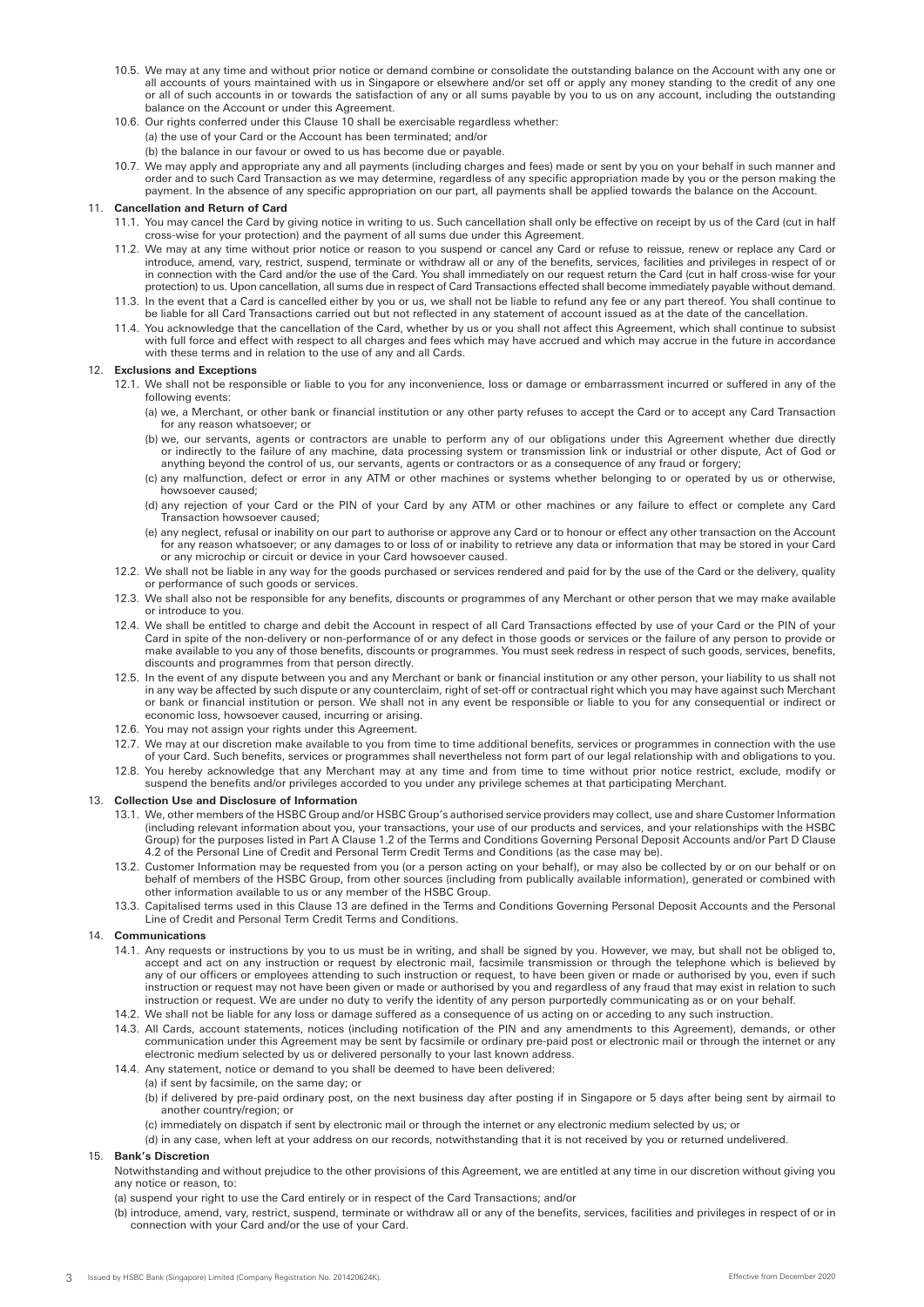10.5. We may at any time and without prior notice or demand combine or consolidate the outstanding balance on the Account with any one or all accounts of yours maintained with us in Singapore or elsewhere and/or set off or apply any money standing to the credit of any one or all of such accounts in or towards the satisfaction of any or all sums payable by you to us on any account, including the outstanding balance on the Account or under this Agreement.

10.6. Our rights conferred under this Clause 10 shall be exercisable regardless whether:

(a) the use of your Card or the Account has been terminated; and/or

(b) the balance in our favour or owed to us has become due or payable.

10.7. We may apply and appropriate any and all payments (including charges and fees) made or sent by you on your behalf in such manner and order and to such Card Transaction as we may determine, regardless of any specific appropriation made by you or the person making the payment. In the absence of any specific appropriation on our part, all payments shall be applied towards the balance on the Account.

## 11. Cancellation and Return of Card

11.1. You may cancel the Card by giving notice in writing to us. Such cancellation shall only be effective on receipt by us of the Card (cut in half cross-wise for your protection) and the payment of all sums due under this Agreement.

11.2. We may at any time without prior notice or reason to you suspend or cancel any Card or refuse to reissue, renew or replace any Card or introduce, amend, vary, restrict, suspend, terminate or withdraw all or any of the benefits, services, facilities and privileges in respect of or in connection with the Card and/or the use of the Card. You shall immediately on our request return the Card (cut in half cross-wise for your protection) to us. Upon cancellation, all sums due in respect of Card Transactions effected shall become immediately payable without demand.

11.3. In the event that a Card is cancelled either by you or us, we shall not be liable to refund any fee or any part thereof. You shall continue to be liable for all Card Transactions carried out but not reflected in any statement of account issued as at the date of the cancellation.

11.4. You acknowledge that the cancellation of the Card, whether by us or you shall not affect this Agreement, which shall continue to subsist with full force and effect with respect to all charges and fees which may have accrued and which may accrue in the future in accordance with these terms and in relation to the use of any and all Cards.

## 12. Exclusions and Exceptions

12.1. We shall not be responsible or liable to you for any inconvenience, loss or damage or embarrassment incurred or suffered in any of the following events:

(a) we, a Merchant, or other bank or financial institution or any other party refuses to accept the Card or to accept any Card Transaction for any reason whatsoever; or

(b) we, our servants, agents or contractors are unable to perform any of our obligations under this Agreement whether due directly or indirectly to the failure of any machine, data processing system or transmission link or industrial or other dispute, Act of God or anything beyond the control of us, our servants, agents or contractors or as a consequence of any fraud or forgery;

(c) any malfunction, defect or error in any ATM or other machines or systems whether belonging to or operated by us or otherwise, howsoever caused;

(d) any rejection of your Card or the PIN of your Card by any ATM or other machines or any failure to effect or complete any Card Transaction howsoever caused;

(e) any neglect, refusal or inability on our part to authorise or approve any Card or to honour or effect any other transaction on the Account for any reason whatsoever; or any damages to or loss of or inability to retrieve any data or information that may be stored in your Card or any microchip or circuit or device in your Card howsoever caused.

12.2. We shall not be liable in any way for the goods purchased or services rendered and paid for by the use of the Card or the delivery, quality or performance of such goods or services.

12.3. We shall also not be responsible for any benefits, discounts or programmes of any Merchant or other person that we may make available or introduce to you.

12.4. We shall be entitled to charge and debit the Account in respect of all Card Transactions effected by use of your Card or the PIN of your Card in spite of the non-delivery or non-performance of or any defect in those goods or services or the failure of any person to provide or make available to you any of those benefits, discounts or programmes. You must seek redress in respect of such goods, services, benefits, discounts and programmes from that person directly.

12.5. In the event of any dispute between you and any Merchant or bank or financial institution or any other person, your liability to us shall not in any way be affected by such dispute or any counterclaim, right of set-off or contractual right which you may have against such Merchant or bank or financial institution or person. We shall not in any event be responsible or liable to you for any consequential or indirect or economic loss, howsoever caused, incurring or arising.

12.6. You may not assign your rights under this Agreement.

12.7. We may at our discretion make available to you from time to time additional benefits, services or programmes in connection with the use of your Card. Such benefits, services or programmes shall nevertheless not form part of our legal relationship with and obligations to you.

12.8. You hereby acknowledge that any Merchant may at any time and from time to time without prior notice restrict, exclude, modify or suspend the benefits and/or privileges accorded to you under any privilege schemes at that participating Merchant.

## 13. Collection Use and Disclosure of Information

13.1. We, other members of the HSBC Group and/or HSBC Group's authorised service providers may collect, use and share Customer Information (including relevant information about you, your transactions, your use of our products and services, and your relationships with the HSBC Group) for the purposes listed in Part A Clause 1.2 of the Terms and Conditions Governing Personal Deposit Accounts and/or Part D Clause 4.2 of the Personal Line of Credit and Personal Term Credit Terms and Conditions (as the case may be).

13.2. Customer Information may be requested from you (or a person acting on your behalf), or may also be collected by or on our behalf or on behalf of members of the HSBC Group, from other sources (including from publically available information), generated or combined with other information available to us or any member of the HSBC Group.

13.3. Capitalised terms used in this Clause 13 are defined in the Terms and Conditions Governing Personal Deposit Accounts and the Personal Line of Credit and Personal Term Credit Terms and Conditions.

## 14. Communications

14.1. Any requests or instructions by you to us must be in writing, and shall be signed by you. However, we may, but shall not be obliged to, accept and act on any instruction or request by electronic mail, facsimile transmission or through the telephone which is believed by any of our officers or employees attending to such instruction or request, to have been given or made or authorised by you, even if such instruction or request may not have been given or made or authorised by you and regardless of any fraud that may exist in relation to such instruction or request. We are under no duty to verify the identity of any person purportedly communicating as or on your behalf.

14.2. We shall not be liable for any loss or damage suffered as a consequence of us acting on or acceding to any such instruction.

14.3. All Cards, account statements, notices (including notification of the PIN and any amendments to this Agreement), demands, or other communication under this Agreement may be sent by facsimile or ordinary pre-paid post or electronic mail or through the internet or any electronic medium selected by us or delivered personally to your last known address.

14.4. Any statement, notice or demand to you shall be deemed to have been delivered:

(a) if sent by facsimile, on the same day; or

(b) if delivered by pre-paid ordinary post, on the next business day after posting if in Singapore or 5 days after being sent by airmail to another country/region; or

(c) immediately on dispatch if sent by electronic mail or through the internet or any electronic medium selected by us; or

(d) in any case, when left at your address on our records, notwithstanding that it is not received by you or returned undelivered.

## 15. Bank's Discretion

Notwithstanding and without prejudice to the other provisions of this Agreement, we are entitled at any time in our discretion without giving you any notice or reason, to:

(a) suspend your right to use the Card entirely or in respect of the Card Transactions; and/or

(b) introduce, amend, vary, restrict, suspend, terminate or withdraw all or any of the benefits, services, facilities and privileges in respect of or in connection with your Card and/or the use of your Card.

Issued by HSBC Bank (Singapore) Limited (Company Registration No. 201420624K). Effective from December 2020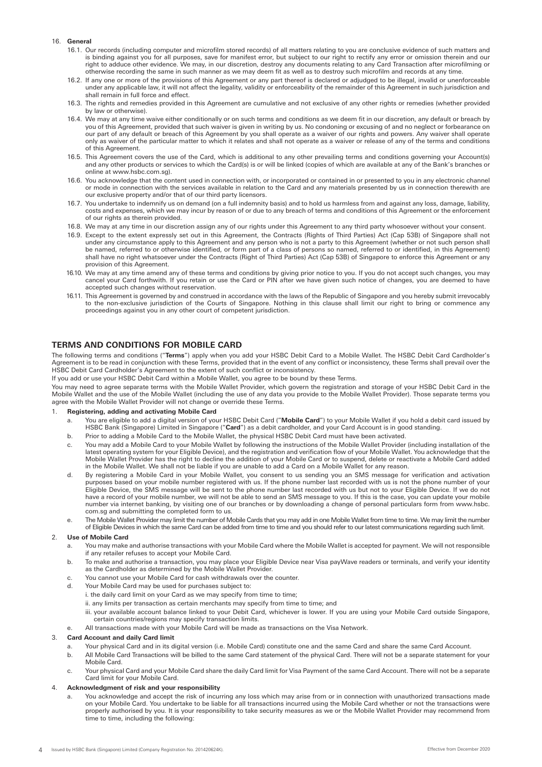16. **General**

   16.1. Our records (including computer and microfilm stored records) of all matters relating to you are conclusive evidence of such matters and is binding against you for all purposes, save for manifest error, but subject to our right to rectify any error or omission therein and our right to adduce other evidence. We may, in our discretion, destroy any documents relating to any Card Transaction after microfilming or otherwise recording the same in such manner as we may deem fit as well as to destroy such microfilm and records at any time.

   16.2. If any one or more of the provisions of this Agreement or any part thereof is declared or adjudged to be illegal, invalid or unenforceable under any applicable law, it will not affect the legality, validity or enforceability of the remainder of this Agreement in such jurisdiction and shall remain in full force and effect.

   16.3. The rights and remedies provided in this Agreement are cumulative and not exclusive of any other rights or remedies (whether provided by law or otherwise).

   16.4. We may at any time waive either conditionally or on such terms and conditions as we deem fit in our discretion, any default or breach by you of this Agreement, provided that such waiver is given in writing by us. No condoning or excusing of and no neglect or forbearance on our part of any default or breach of this Agreement by you shall operate as a waiver of our rights and powers. Any waiver shall operate only as waiver of the particular matter to which it relates and shall not operate as a waiver or release of any of the terms and conditions of this Agreement.

   16.5. This Agreement covers the use of the Card, which is additional to any other prevailing terms and conditions governing your Account(s) and any other products or services to which the Card(s) is or will be linked (copies of which are available at any of the Bank's branches or online at www.hsbc.com.sg).

   16.6. You acknowledge that the content used in connection with, or incorporated or contained in or presented to you in any electronic channel or mode in connection with the services available in relation to the Card and any materials presented by us in connection therewith are our exclusive property and/or that of our third party licensors.

   16.7. You undertake to indemnify us on demand (on a full indemnity basis) and to hold us harmless from and against any loss, damage, liability, costs and expenses, which we may incur by reason of or due to any breach of terms and conditions of this Agreement or the enforcement of our rights as therein provided.

   16.8. We may at any time in our discretion assign any of our rights under this Agreement to any third party whosoever without your consent.

   16.9. Except to the extent expressly set out in this Agreement, the Contracts (Rights of Third Parties) Act (Cap 53B) of Singapore shall not under any circumstance apply to this Agreement and any person who is not a party to this Agreement (whether or not such person shall be named, referred to or otherwise identified, or form part of a class of persons so named, referred to or identified, in this Agreement) shall have no right whatsoever under the Contracts (Right of Third Parties) Act (Cap 53B) of Singapore to enforce this Agreement or any provision of this Agreement.

   16.10. We may at any time amend any of these terms and conditions by giving prior notice to you. If you do not accept such changes, you may cancel your Card forthwith. If you retain or use the Card or PIN after we have given such notice of changes, you are deemed to have accepted such changes without reservation.

   16.11. This Agreement is governed by and construed in accordance with the laws of the Republic of Singapore and you hereby submit irrevocably to the non-exclusive jurisdiction of the Courts of Singapore. Nothing in this clause shall limit our right to bring or commence any proceedings against you in any other court of competent jurisdiction.

## TERMS AND CONDITIONS FOR MOBILE CARD

The following terms and conditions ("**Terms**") apply when you add your HSBC Debit Card to a Mobile Wallet. The HSBC Debit Card Cardholder's Agreement is to be read in conjunction with these Terms, provided that in the event of any conflict or inconsistency, these Terms shall prevail over the HSBC Debit Card Cardholder's Agreement to the extent of such conflict or inconsistency.

If you add or use your HSBC Debit Card within a Mobile Wallet, you agree to be bound by these Terms.

You may need to agree separate terms with the Mobile Wallet Provider, which govern the registration and storage of your HSBC Debit Card in the Mobile Wallet and the use of the Mobile Wallet (including the use of any data you provide to the Mobile Wallet Provider). Those separate terms you agree with the Mobile Wallet Provider will not change or override these Terms.

1. **Registering, adding and activating Mobile Card**

   a. You are eligible to add a digital version of your HSBC Debit Card ("**Mobile Card**") to your Mobile Wallet if you hold a debit card issued by HSBC Bank (Singapore) Limited in Singapore ("**Card**") as a debit cardholder, and your Card Account is in good standing.

   b. Prior to adding a Mobile Card to the Mobile Wallet, the physical HSBC Debit Card must have been activated.

   c. You may add a Mobile Card to your Mobile Wallet by following the instructions of the Mobile Wallet Provider (including installation of the latest operating system for your Eligible Device), and the registration and verification flow of your Mobile Wallet. You acknowledge that the Mobile Wallet Provider has the right to decline the addition of your Mobile Card or to suspend, delete or reactivate a Mobile Card added in the Mobile Wallet. We shall not be liable if you are unable to add a Card on a Mobile Wallet for any reason.

   d. By registering a Mobile Card in your Mobile Wallet, you consent to us sending you an SMS message for verification and activation purposes based on your mobile number registered with us. If the phone number last recorded with us is not the phone number of your Eligible Device, the SMS message will be sent to the phone number last recorded with us but not to your Eligible Device. If we do not have a record of your mobile number, we will not be able to send an SMS message to you. If this is the case, you can update your mobile number via internet banking, by visiting one of our branches or by downloading a change of personal particulars form from www.hsbc.com.sg and submitting the completed form to us.

   e. The Mobile Wallet Provider may limit the number of Mobile Cards that you may add in one Mobile Wallet from time to time. We may limit the number of Eligible Devices in which the same Card can be added from time to time and you should refer to our latest communications regarding such limit.

2. **Use of Mobile Card**

   a. You may make and authorise transactions with your Mobile Card where the Mobile Wallet is accepted for payment. We will not responsible if any retailer refuses to accept your Mobile Card.

   b. To make and authorise a transaction, you may place your Eligible Device near Visa payWave readers or terminals, and verify your identity as the Cardholder as determined by the Mobile Wallet Provider.

   c. You cannot use your Mobile Card for cash withdrawals over the counter.

   d. Your Mobile Card may be used for purchases subject to:

      i. the daily card limit on your Card as we may specify from time to time;

      ii. any limits per transaction as certain merchants may specify from time to time; and

      iii. your available account balance linked to your Debit Card, whichever is lower. If you are using your Mobile Card outside Singapore, certain countries/regions may specify transaction limits.

   e. All transactions made with your Mobile Card will be made as transactions on the Visa Network.

3. **Card Account and daily Card limit**

   a. Your physical Card and in its digital version (i.e. Mobile Card) constitute one and the same Card and share the same Card Account.

   b. All Mobile Card Transactions will be billed to the same Card statement of the physical Card. There will not be a separate statement for your Mobile Card.

   c. Your physical Card and your Mobile Card share the daily Card limit for Visa Payment of the same Card Account. There will not be a separate Card limit for your Mobile Card.

4. **Acknowledgment of risk and your responsibility**

   a. You acknowledge and accept the risk of incurring any loss which may arise from or in connection with unauthorized transactions made on your Mobile Card. You undertake to be liable for all transactions incurred using the Mobile Card whether or not the transactions were properly authorised by you. It is your responsibility to take security measures as we or the Mobile Wallet Provider may recommend from time to time, including the following:

Issued by HSBC Bank (Singapore) Limited (Company Registration No. 201420624K). Effective from December 2020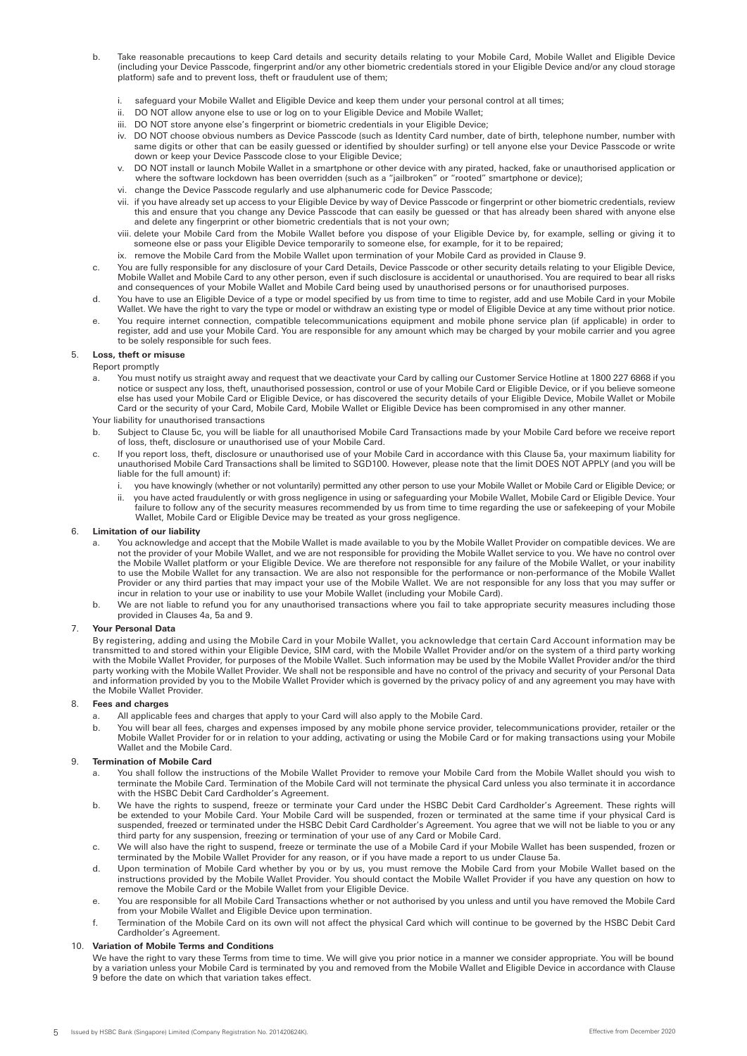b. Take reasonable precautions to keep Card details and security details relating to your Mobile Card, Mobile Wallet and Eligible Device (including your Device Passcode, fingerprint and/or any other biometric credentials stored in your Eligible Device and/or any cloud storage platform) safe and to prevent loss, theft or fraudulent use of them;

   i. safeguard your Mobile Wallet and Eligible Device and keep them under your personal control at all times;
   ii. DO NOT allow anyone else to use or log on to your Eligible Device and Mobile Wallet;
   iii. DO NOT store anyone else's fingerprint or biometric credentials in your Eligible Device;
   iv. DO NOT choose obvious numbers as Device Passcode (such as Identity Card number, date of birth, telephone number, number with same digits or other that can be easily guessed or identified by shoulder surfing) or tell anyone else your Device Passcode or write down or keep your Device Passcode close to your Eligible Device;
   v. DO NOT install or launch Mobile Wallet in a smartphone or other device with any pirated, hacked, fake or unauthorised application or where the software lockdown has been overridden (such as a "jailbroken" or "rooted" smartphone or device);
   vi. change the Device Passcode regularly and use alphanumeric code for Device Passcode;
   vii. if you have already set up access to your Eligible Device by way of Device Passcode or fingerprint or other biometric credentials, review this and ensure that you change any Device Passcode that can easily be guessed or that has already been shared with anyone else and delete any fingerprint or other biometric credentials that is not your own;
   viii. delete your Mobile Card from the Mobile Wallet before you dispose of your Eligible Device by, for example, selling or giving it to someone else or pass your Eligible Device temporarily to someone else, for example, for it to be repaired;
   ix. remove the Mobile Card from the Mobile Wallet upon termination of your Mobile Card as provided in Clause 9.

c. You are fully responsible for any disclosure of your Card Details, Device Passcode or other security details relating to your Eligible Device, Mobile Wallet and Mobile Card to any other person, even if such disclosure is accidental or unauthorised. You are required to bear all risks and consequences of your Mobile Wallet and Mobile Card being used by unauthorised persons or for unauthorised purposes.

d. You have to use an Eligible Device of a type or model specified by us from time to time to register, add and use Mobile Card in your Mobile Wallet. We have the right to vary the type or model or withdraw an existing type or model of Eligible Device at any time without prior notice.

e. You require internet connection, compatible telecommunications equipment and mobile phone service plan (if applicable) in order to register, add and use your Mobile Card. You are responsible for any amount which may be charged by your mobile carrier and you agree to be solely responsible for such fees.

## 5. Loss, theft or misuse

Report promptly

a. You must notify us straight away and request that we deactivate your Card by calling our Customer Service Hotline at 1800 227 6868 if you notice or suspect any loss, theft, unauthorised possession, control or use of your Mobile Card or Eligible Device, or if you believe someone else has used your Mobile Card or Eligible Device, or has discovered the security details of your Eligible Device, Mobile Wallet or Mobile Card or the security of your Card, Mobile Card, Mobile Wallet or Eligible Device has been compromised in any other manner.

Your liability for unauthorised transactions

b. Subject to Clause 5c, you will be liable for all unauthorised Mobile Card Transactions made by your Mobile Card before we receive report of loss, theft, disclosure or unauthorised use of your Mobile Card.

c. If you report loss, theft, disclosure or unauthorised use of your Mobile Card in accordance with this Clause 5a, your maximum liability for unauthorised Mobile Card Transactions shall be limited to SGD100. However, please note that the limit DOES NOT APPLY (and you will be liable for the full amount) if:

   i. you have knowingly (whether or not voluntarily) permitted any other person to use your Mobile Wallet or Mobile Card or Eligible Device; or
   ii. you have acted fraudulently or with gross negligence in using or safeguarding your Mobile Wallet, Mobile Card or Eligible Device. Your failure to follow any of the security measures recommended by us from time to time regarding the use or safekeeping of your Mobile Wallet, Mobile Card or Eligible Device may be treated as your gross negligence.

## 6. Limitation of our liability

a. You acknowledge and accept that the Mobile Wallet is made available to you by the Mobile Wallet Provider on compatible devices. We are not the provider of your Mobile Wallet, and we are not responsible for providing the Mobile Wallet service to you. We have no control over the Mobile Wallet platform or your Eligible Device. We are therefore not responsible for any failure of the Mobile Wallet, or your inability to use the Mobile Wallet for any transaction. We are also not responsible for the performance or non-performance of the Mobile Wallet Provider or any third parties that may impact your use of the Mobile Wallet. We are not responsible for any loss that you may suffer or incur in relation to your use or inability to use your Mobile Wallet (including your Mobile Card).

b. We are not liable to refund you for any unauthorised transactions where you fail to take appropriate security measures including those provided in Clauses 4a, 5a and 9.

## 7. Your Personal Data

By registering, adding and using the Mobile Card in your Mobile Wallet, you acknowledge that certain Card Account information may be transmitted to and stored within your Eligible Device, SIM card, with the Mobile Wallet Provider and/or on the system of a third party working with the Mobile Wallet Provider, for purposes of the Mobile Wallet. Such information may be used by the Mobile Wallet Provider and/or the third party working with the Mobile Wallet Provider. We shall not be responsible and have no control of the privacy and security of your Personal Data and information provided by you to the Mobile Wallet Provider which is governed by the privacy policy of and any agreement you may have with the Mobile Wallet Provider.

## 8. Fees and charges

a. All applicable fees and charges that apply to your Card will also apply to the Mobile Card.

b. You will bear all fees, charges and expenses imposed by any mobile phone service provider, telecommunications provider, retailer or the Mobile Wallet Provider for or in relation to your adding, activating or using the Mobile Card or for making transactions using your Mobile Wallet and the Mobile Card.

## 9. Termination of Mobile Card

a. You shall follow the instructions of the Mobile Wallet Provider to remove your Mobile Card from the Mobile Wallet should you wish to terminate the Mobile Card. Termination of the Mobile Card will not terminate the physical Card unless you also terminate it in accordance with the HSBC Debit Card Cardholder's Agreement.

b. We have the rights to suspend, freeze or terminate your Card under the HSBC Debit Card Cardholder's Agreement. These rights will be extended to your Mobile Card. Your Mobile Card will be suspended, frozen or terminated at the same time if your physical Card is suspended, freezed or terminated under the HSBC Debit Card Cardholder's Agreement. You agree that we will not be liable to you or any third party for any suspension, freezing or termination of your use of any Card or Mobile Card.

c. We will also have the right to suspend, freeze or terminate the use of a Mobile Card if your Mobile Wallet has been suspended, frozen or terminated by the Mobile Wallet Provider for any reason, or if you have made a report to us under Clause 5a.

d. Upon termination of Mobile Card whether by you or by us, you must remove the Mobile Card from your Mobile Wallet based on the instructions provided by the Mobile Wallet Provider. You should contact the Mobile Wallet Provider if you have any question on how to remove the Mobile Card or the Mobile Wallet from your Eligible Device.

e. You are responsible for all Mobile Card Transactions whether or not authorised by you unless and until you have removed the Mobile Card from your Mobile Wallet and Eligible Device upon termination.

f. Termination of the Mobile Card on its own will not affect the physical Card which will continue to be governed by the HSBC Debit Card Cardholder's Agreement.

## 10. Variation of Mobile Terms and Conditions

We have the right to vary these Terms from time to time. We will give you prior notice in a manner we consider appropriate. You will be bound by a variation unless your Mobile Card is terminated by you and removed from the Mobile Wallet and Eligible Device in accordance with Clause 9 before the date on which that variation takes effect.

Issued by HSBC Bank (Singapore) Limited (Company Registration No. 201420624K). Effective from December 2020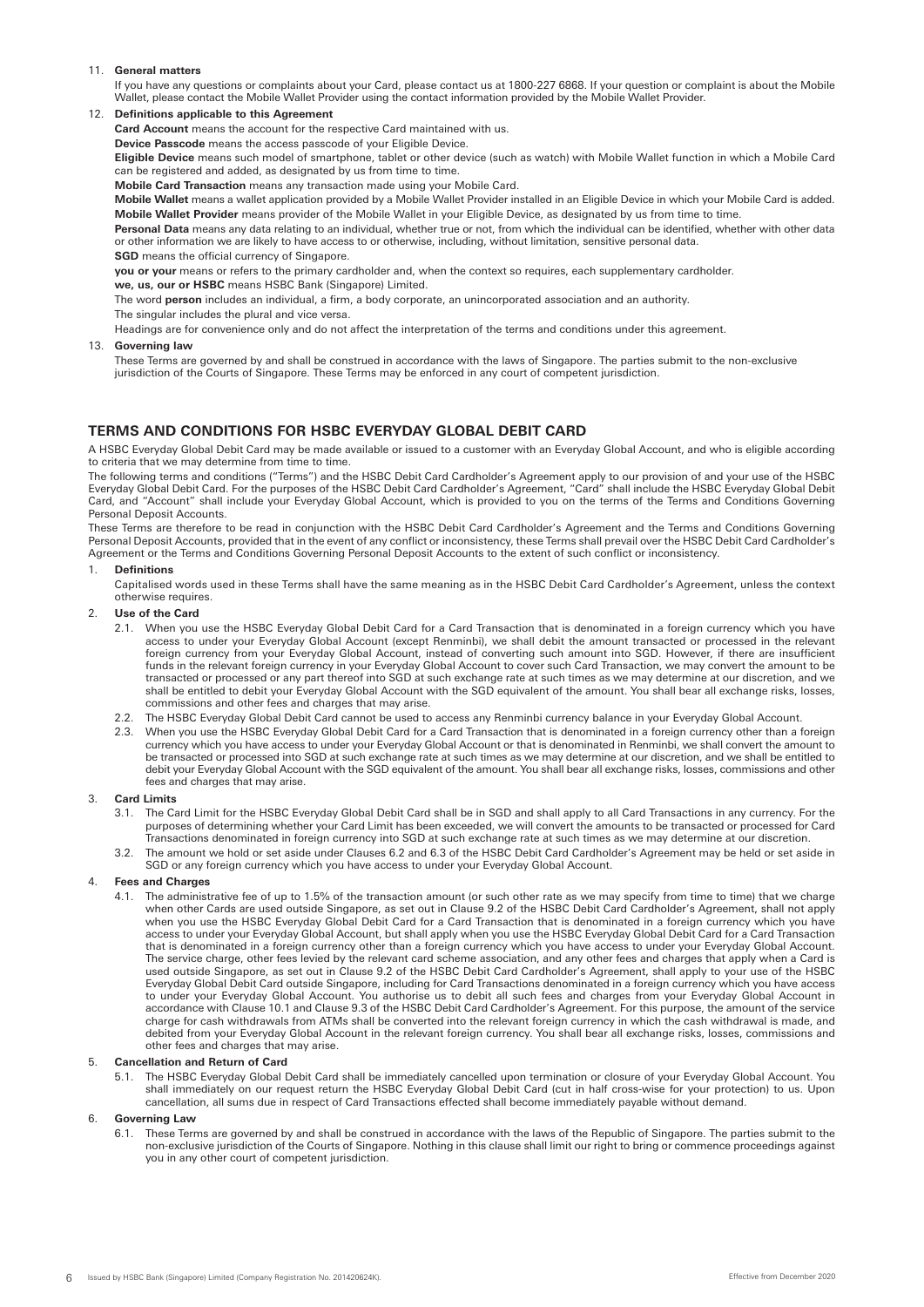11. **General matters**

    If you have any questions or complaints about your Card, please contact us at 1800-227 6868. If your question or complaint is about the Mobile Wallet, please contact the Mobile Wallet Provider using the contact information provided by the Mobile Wallet Provider.

12. **Definitions applicable to this Agreement**

    **Card Account** means the account for the respective Card maintained with us.

    **Device Passcode** means the access passcode of your Eligible Device.

    **Eligible Device** means such model of smartphone, tablet or other device (such as watch) with Mobile Wallet function in which a Mobile Card can be registered and added, as designated by us from time to time.

    **Mobile Card Transaction** means any transaction made using your Mobile Card.

    **Mobile Wallet** means a wallet application provided by a Mobile Wallet Provider installed in an Eligible Device in which your Mobile Card is added.

    **Mobile Wallet Provider** means provider of the Mobile Wallet in your Eligible Device, as designated by us from time to time.

    **Personal Data** means any data relating to an individual, whether true or not, from which the individual can be identified, whether with other data or other information we are likely to have access to or otherwise, including, without limitation, sensitive personal data.

    **SGD** means the official currency of Singapore.

    **you or your** means or refers to the primary cardholder and, when the context so requires, each supplementary cardholder.

    **we, us, our or HSBC** means HSBC Bank (Singapore) Limited.

    The word **person** includes an individual, a firm, a body corporate, an unincorporated association and an authority.

    The singular includes the plural and vice versa.

    Headings are for convenience only and do not affect the interpretation of the terms and conditions under this agreement.

13. **Governing law**

    These Terms are governed by and shall be construed in accordance with the laws of Singapore. The parties submit to the non-exclusive jurisdiction of the Courts of Singapore. These Terms may be enforced in any court of competent jurisdiction.

## TERMS AND CONDITIONS FOR HSBC EVERYDAY GLOBAL DEBIT CARD

A HSBC Everyday Global Debit Card may be made available or issued to a customer with an Everyday Global Account, and who is eligible according to criteria that we may determine from time to time.

The following terms and conditions ("Terms") and the HSBC Debit Card Cardholder's Agreement apply to our provision of and your use of the HSBC Everyday Global Debit Card. For the purposes of the HSBC Debit Card Cardholder's Agreement, "Card" shall include the HSBC Everyday Global Debit Card, and "Account" shall include your Everyday Global Account, which is provided to you on the terms of the Terms and Conditions Governing Personal Deposit Accounts.

These Terms are therefore to be read in conjunction with the HSBC Debit Card Cardholder's Agreement and the Terms and Conditions Governing Personal Deposit Accounts, provided that in the event of any conflict or inconsistency, these Terms shall prevail over the HSBC Debit Card Cardholder's Agreement or the Terms and Conditions Governing Personal Deposit Accounts to the extent of such conflict or inconsistency.

1. **Definitions**

   Capitalised words used in these Terms shall have the same meaning as in the HSBC Debit Card Cardholder's Agreement, unless the context otherwise requires.

2. **Use of the Card**

   2.1. When you use the HSBC Everyday Global Debit Card for a Card Transaction that is denominated in a foreign currency which you have access to under your Everyday Global Account (except Renminbi), we shall debit the amount transacted or processed in the relevant foreign currency from your Everyday Global Account, instead of converting such amount into SGD. However, if there are insufficient funds in the relevant foreign currency in your Everyday Global Account to cover such Card Transaction, we may convert the amount to be transacted or processed or any part thereof into SGD at such exchange rate at such times as we may determine at our discretion, and we shall be entitled to debit your Everyday Global Account with the SGD equivalent of the amount. You shall bear all exchange risks, losses, commissions and other fees and charges that may arise.

   2.2. The HSBC Everyday Global Debit Card cannot be used to access any Renminbi currency balance in your Everyday Global Account.

   2.3. When you use the HSBC Everyday Global Debit Card for a Card Transaction that is denominated in a foreign currency other than a foreign currency which you have access to under your Everyday Global Account or that is denominated in Renminbi, we shall convert the amount to be transacted or processed into SGD at such exchange rate at such times as we may determine at our discretion, and we shall be entitled to debit your Everyday Global Account with the SGD equivalent of the amount. You shall bear all exchange risks, losses, commissions and other fees and charges that may arise.

3. **Card Limits**

   3.1. The Card Limit for the HSBC Everyday Global Debit Card shall be in SGD and shall apply to all Card Transactions in any currency. For the purposes of determining whether your Card Limit has been exceeded, we will convert the amounts to be transacted or processed for Card Transactions denominated in foreign currency into SGD at such exchange rate at such times as we may determine at our discretion.

   3.2. The amount we hold or set aside under Clauses 6.2 and 6.3 of the HSBC Debit Card Cardholder's Agreement may be held or set aside in SGD or any foreign currency which you have access to under your Everyday Global Account.

4. **Fees and Charges**

   4.1. The administrative fee of up to 1.5% of the transaction amount (or such other rate as we may specify from time to time) that we charge when other Cards are used outside Singapore, as set out in Clause 9.2 of the HSBC Debit Card Cardholder's Agreement, shall not apply when you use the HSBC Everyday Global Debit Card for a Card Transaction that is denominated in a foreign currency which you have access to under your Everyday Global Account, but shall apply when you use the HSBC Everyday Global Debit Card for a Card Transaction that is denominated in a foreign currency other than a foreign currency which you have access to under your Everyday Global Account. The service charge, other fees levied by the relevant card scheme association, and any other fees and charges that apply when a Card is used outside Singapore, as set out in Clause 9.2 of the HSBC Debit Card Cardholder's Agreement, shall apply to your use of the HSBC Everyday Global Debit Card outside Singapore, including for Card Transactions denominated in a foreign currency which you have access to under your Everyday Global Account. You authorise us to debit all such fees and charges from your Everyday Global Account in accordance with Clause 10.1 and Clause 9.3 of the HSBC Debit Card Cardholder's Agreement. For this purpose, the amount of the service charge for cash withdrawals from ATMs shall be converted into the relevant foreign currency in which the cash withdrawal is made, and debited from your Everyday Global Account in the relevant foreign currency. You shall bear all exchange risks, losses, commissions and other fees and charges that may arise.

5. **Cancellation and Return of Card**

   5.1. The HSBC Everyday Global Debit Card shall be immediately cancelled upon termination or closure of your Everyday Global Account. You shall immediately on our request return the HSBC Everyday Global Debit Card (cut in half cross-wise for your protection) to us. Upon cancellation, all sums due in respect of Card Transactions effected shall become immediately payable without demand.

6. **Governing Law**

   6.1. These Terms are governed by and shall be construed in accordance with the laws of the Republic of Singapore. The parties submit to the non-exclusive jurisdiction of the Courts of Singapore. Nothing in this clause shall limit our right to bring or commence proceedings against you in any other court of competent jurisdiction.

Issued by HSBC Bank (Singapore) Limited (Company Registration No. 201420624K).

Effective from December 2020